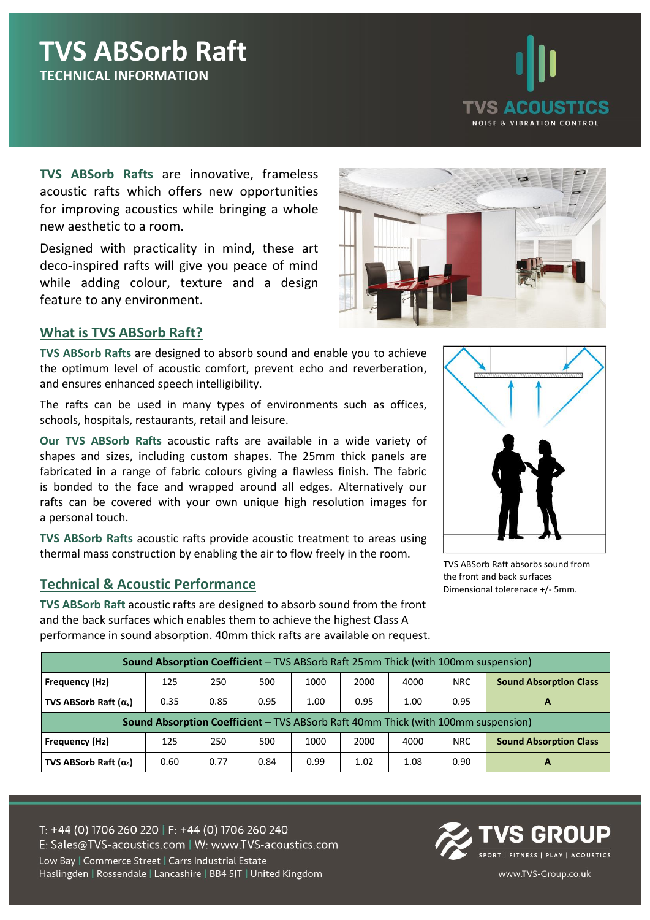# TVS ABSorb Raft

**TECHNICAL INFORMATION**

**TVS ABSorb Rafts** are innovative, frameless acoustic rafts which offers new opportunities for improving acoustics while bringing a whole new aesthetic to a room.

Designed with practicality in mind, these art deco-inspired rafts will give you peace of mind while adding colour, texture and a design feature to any environment.

## What is TVS ABSorb Raft?

**TVS ABSorb Rafts** are designed to absorb sound and enable you to achieve the optimum level of acoustic comfort, prevent echo and reverberation, and ensures enhanced speech intelligibility.

The rafts can be used in many types of environments such as offices, schools, hospitals, restaurants, retail and leisure.

**Our TVS ABSorb Rafts** acoustic rafts are available in a wide variety of shapes and sizes, including custom shapes. The 25mm thick panels are fabricated in a range of fabric colours giving a flawless finish. The fabric is bonded to the face and wrapped around all edges. Alternatively our rafts can be covered with your own unique high resolution images for a personal touch.

**TVS ABSorb Rafts** acoustic rafts provide acoustic treatment to areas using thermal mass construction by enabling the air to flow freely in the room.

TVS ABSorb Raft absorbs sound from the front and back surfaces
Dimensional tolerenace +/- 5mm.

## Technical & Acoustic Performance

**TVS ABSorb Raft** acoustic rafts are designed to absorb sound from the front and the back surfaces which enables them to achieve the highest Class A performance in sound absorption. 40mm thick rafts are available on request.

| **Sound Absorption Coefficient** – TVS ABSorb Raft 25mm Thick (with 100mm suspension) | | | | | | | | |
|---|---|---|---|---|---|---|---|---|
| **Frequency (Hz)** | 125 | 250 | 500 | 1000 | 2000 | 4000 | NRC | **Sound Absorption Class** |
| **TVS ABSorb Raft ($\alpha_s$)** | 0.35 | 0.85 | 0.95 | 1.00 | 0.95 | 1.00 | 0.95 | **A** |
| **Sound Absorption Coefficient** – TVS ABSorb Raft 40mm Thick (with 100mm suspension) | | | | | | | | |
| **Frequency (Hz)** | 125 | 250 | 500 | 1000 | 2000 | 4000 | NRC | **Sound Absorption Class** |
| **TVS ABSorb Raft ($\alpha_s$)** | 0.60 | 0.77 | 0.84 | 0.99 | 1.02 | 1.08 | 0.90 | **A** |

T: +44 (0) 1706 260 220 | F: +44 (0) 1706 260 240
E: Sales@TVS-acoustics.com | W: www.TVS-acoustics.com
Low Bay | Commerce Street | Carrs Industrial Estate
Haslingden | Rossendale | Lancashire | BB4 5JT | United Kingdom

www.TVS-Group.co.uk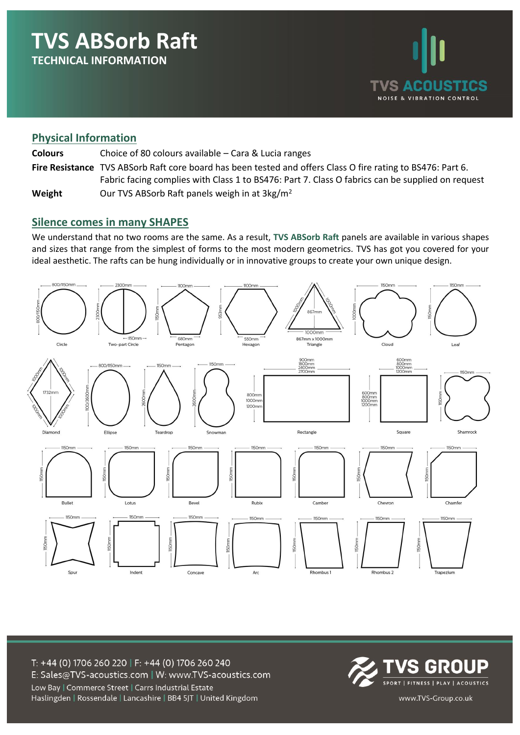# TVS ABSorb Raft

**TECHNICAL INFORMATION**

## Physical Information

| | |
|---|---|
| **Colours** | Choice of 80 colours available – Cara & Lucia ranges |
| **Fire Resistance** | TVS ABSorb Raft core board has been tested and offers Class O fire rating to BS476: Part 6. Fabric facing complies with Class 1 to BS476: Part 7. Class O fabrics can be supplied on request |
| **Weight** | Our TVS ABSorb Raft panels weigh in at 3kg/m$^2$ |

## Silence comes in many SHAPES

We understand that no two rooms are the same. As a result, **TVS ABSorb Raft** panels are available in various shapes and sizes that range from the simplest of forms to the most modern geometrics. TVS has got you covered for your ideal aesthetic. The rafts can be hung individually or in innovative groups to create your own unique design.

Circle – 800/1150mm × 800/1150mm

Two-part Circle – 2300mm × 2300mm (1150mm)

Pentagon – 1100mm × 1150mm (680mm)

Hexagon – 1100mm × 953mm (550mm)

Triangle – 867mm × 1000mm (1000mm sides)

Cloud – 1150mm × 1000mm

Leaf – 1150mm × 1150mm

Diamond – 1732mm (1000mm sides)

Ellipse – 800/1150mm × 1100/2600mm

Teardrop – 1150mm × 2600mm

Snowman – 1150mm × 2600mm

Rectangle – 900mm / 1800mm / 2400mm / 2700mm × 800mm / 1000mm / 1200mm

Square – 600mm / 800mm / 1000mm / 1200mm

Shamrock – 1150mm × 1150mm

Bullet – 1150mm × 1150mm

Lotus – 1150mm × 1150mm

Bevel – 1150mm × 1150mm

Rubix – 1150mm × 1150mm

Camber – 1150mm × 1150mm

Chevron – 1150mm × 1150mm

Chamfer – 1150mm × 1150mm

Spur – 1150mm × 1150mm

Indent – 1150mm × 1150mm

Concave – 1150mm × 1150mm

Arc – 1150mm × 1150mm

Rhombus 1 – 1150mm × 1150mm

Rhombus 2 – 1150mm × 1150mm

Trapezium – 1150mm × 1150mm

T: +44 (0) 1706 260 220 | F: +44 (0) 1706 260 240

E: Sales@TVS-acoustics.com | W: www.TVS-acoustics.com

Low Bay | Commerce Street | Carrs Industrial Estate

Haslingden | Rossendale | Lancashire | BB4 5JT | United Kingdom

www.TVS-Group.co.uk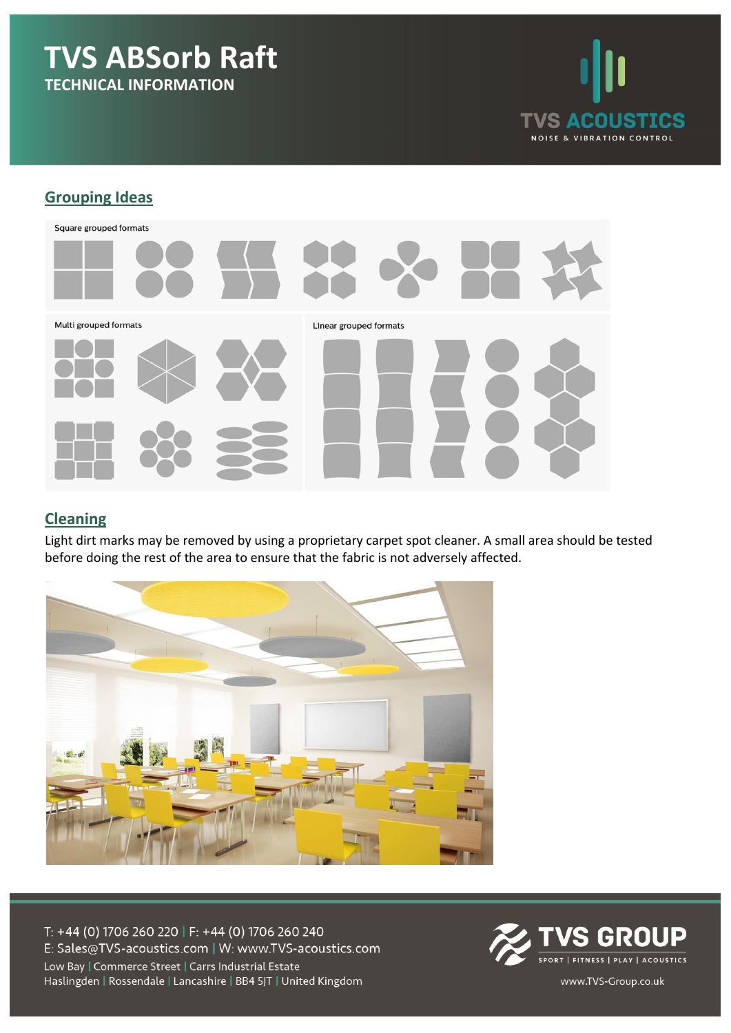# TVS ABSorb Raft

**TECHNICAL INFORMATION**

## Grouping Ideas

Square grouped formats

Multi grouped formats

Linear grouped formats

## Cleaning

Light dirt marks may be removed by using a proprietary carpet spot cleaner. A small area should be tested before doing the rest of the area to ensure that the fabric is not adversely affected.

T: +44 (0) 1706 260 220 | F: +44 (0) 1706 260 240
E: Sales@TVS-acoustics.com | W: www.TVS-acoustics.com
Low Bay | Commerce Street | Carrs Industrial Estate
Haslingden | Rossendale | Lancashire | BB4 5JT | United Kingdom

www.TVS-Group.co.uk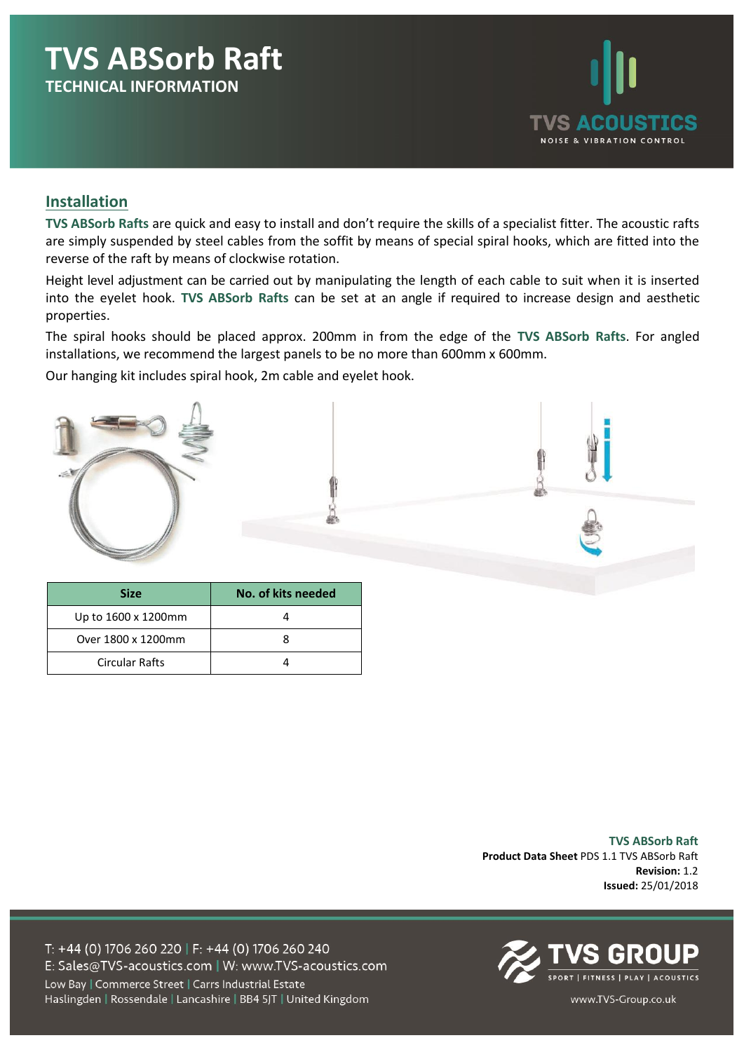# TVS ABSorb Raft

## TECHNICAL INFORMATION

### Installation

**TVS ABSorb Rafts** are quick and easy to install and don't require the skills of a specialist fitter. The acoustic rafts are simply suspended by steel cables from the soffit by means of special spiral hooks, which are fitted into the reverse of the raft by means of clockwise rotation.

Height level adjustment can be carried out by manipulating the length of each cable to suit when it is inserted into the eyelet hook. **TVS ABSorb Rafts** can be set at an angle if required to increase design and aesthetic properties.

The spiral hooks should be placed approx. 200mm in from the edge of the **TVS ABSorb Rafts**. For angled installations, we recommend the largest panels to be no more than 600mm x 600mm.

Our hanging kit includes spiral hook, 2m cable and eyelet hook.

| Size | No. of kits needed |
|---|---|
| Up to 1600 x 1200mm | 4 |
| Over 1800 x 1200mm | 8 |
| Circular Rafts | 4 |

**TVS ABSorb Raft**
**Product Data Sheet** PDS 1.1 TVS ABSorb Raft
**Revision:** 1.2
**Issued:** 25/01/2018

T: +44 (0) 1706 260 220 | F: +44 (0) 1706 260 240
E: Sales@TVS-acoustics.com | W: www.TVS-acoustics.com
Low Bay | Commerce Street | Carrs Industrial Estate
Haslingden | Rossendale | Lancashire | BB4 5JT | United Kingdom

www.TVS-Group.co.uk